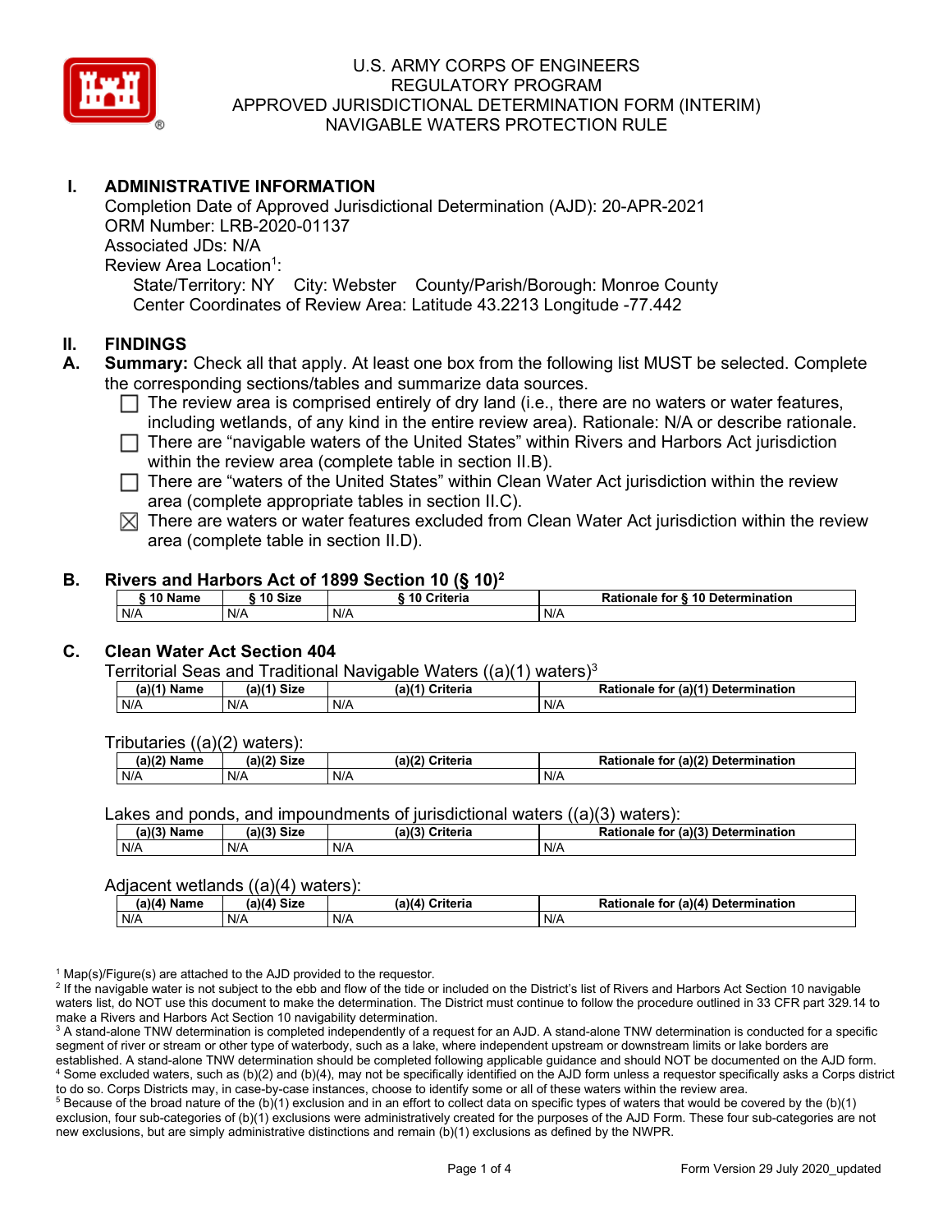# U.S. ARMY CORPS OF ENGINEERS
# REGULATORY PROGRAM
# APPROVED JURISDICTIONAL DETERMINATION FORM (INTERIM)
# NAVIGABLE WATERS PROTECTION RULE

## I. ADMINISTRATIVE INFORMATION

Completion Date of Approved Jurisdictional Determination (AJD): 20-APR-2021
ORM Number: LRB-2020-01137
Associated JDs: N/A
Review Area Location[1]:
State/Territory: NY City: Webster County/Parish/Borough: Monroe County
Center Coordinates of Review Area: Latitude 43.2213 Longitude -77.442

## II. FINDINGS

**A. Summary:** Check all that apply. At least one box from the following list MUST be selected. Complete the corresponding sections/tables and summarize data sources.

- ☐ The review area is comprised entirely of dry land (i.e., there are no waters or water features, including wetlands, of any kind in the entire review area). Rationale: N/A or describe rationale.
- ☐ There are "navigable waters of the United States" within Rivers and Harbors Act jurisdiction within the review area (complete table in section II.B).
- ☐ There are "waters of the United States" within Clean Water Act jurisdiction within the review area (complete appropriate tables in section II.C).
- ☒ There are waters or water features excluded from Clean Water Act jurisdiction within the review area (complete table in section II.D).

**B. Rivers and Harbors Act of 1899 Section 10 (§ 10)[2]**

| § 10 Name | § 10 Size | § 10 Criteria | Rationale for § 10 Determination |
|---|---|---|---|
| N/A | N/A | N/A | N/A |

**C. Clean Water Act Section 404**

Territorial Seas and Traditional Navigable Waters ((a)(1) waters)[3]

| (a)(1) Name | (a)(1) Size | (a)(1) Criteria | Rationale for (a)(1) Determination |
|---|---|---|---|
| N/A | N/A | N/A | N/A |

Tributaries ((a)(2) waters):

| (a)(2) Name | (a)(2) Size | (a)(2) Criteria | Rationale for (a)(2) Determination |
|---|---|---|---|
| N/A | N/A | N/A | N/A |

Lakes and ponds, and impoundments of jurisdictional waters ((a)(3) waters):

| (a)(3) Name | (a)(3) Size | (a)(3) Criteria | Rationale for (a)(3) Determination |
|---|---|---|---|
| N/A | N/A | N/A | N/A |

Adjacent wetlands ((a)(4) waters):

| (a)(4) Name | (a)(4) Size | (a)(4) Criteria | Rationale for (a)(4) Determination |
|---|---|---|---|
| N/A | N/A | N/A | N/A |

[1] Map(s)/Figure(s) are attached to the AJD provided to the requestor.
[2] If the navigable water is not subject to the ebb and flow of the tide or included on the District's list of Rivers and Harbors Act Section 10 navigable waters list, do NOT use this document to make the determination. The District must continue to follow the procedure outlined in 33 CFR part 329.14 to make a Rivers and Harbors Act Section 10 navigability determination.
[3] A stand-alone TNW determination is completed independently of a request for an AJD. A stand-alone TNW determination is conducted for a specific segment of river or stream or other type of waterbody, such as a lake, where independent upstream or downstream limits or lake borders are established. A stand-alone TNW determination should be completed following applicable guidance and should NOT be documented on the AJD form.
[4] Some excluded waters, such as (b)(2) and (b)(4), may not be specifically identified on the AJD form unless a requestor specifically asks a Corps district to do so. Corps Districts may, in case-by-case instances, choose to identify some or all of these waters within the review area.
[5] Because of the broad nature of the (b)(1) exclusion and in an effort to collect data on specific types of waters that would be covered by the (b)(1) exclusion, four sub-categories of (b)(1) exclusions were administratively created for the purposes of the AJD Form. These four sub-categories are not new exclusions, but are simply administrative distinctions and remain (b)(1) exclusions as defined by the NWPR.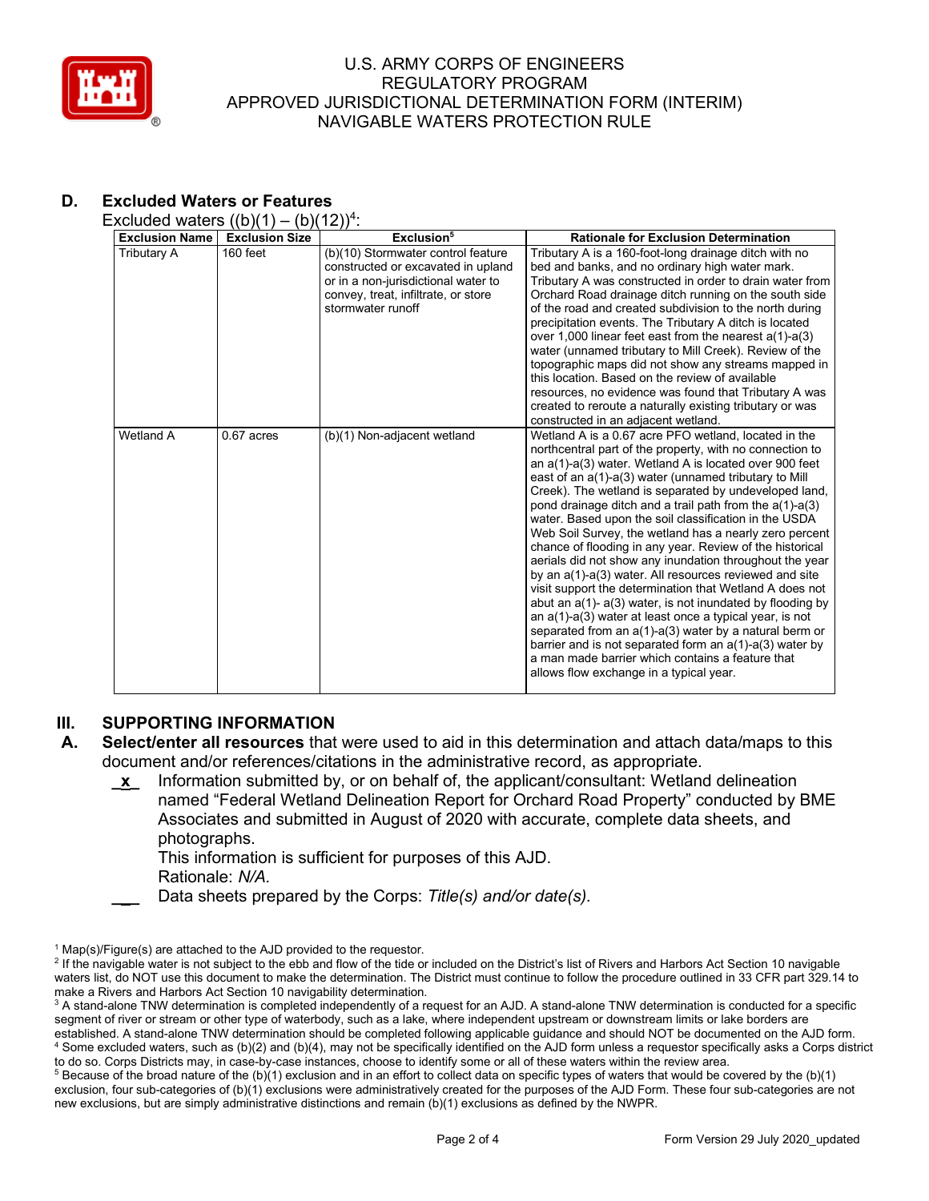## D. Excluded Waters or Features

Excluded waters ((b)(1) – (b)(12))[4]:

| Exclusion Name | Exclusion Size | Exclusion[5] | Rationale for Exclusion Determination |
|---|---|---|---|
| Tributary A | 160 feet | (b)(10) Stormwater control feature constructed or excavated in upland or in a non-jurisdictional water to convey, treat, infiltrate, or store stormwater runoff | Tributary A is a 160-foot-long drainage ditch with no bed and banks, and no ordinary high water mark. Tributary A was constructed in order to drain water from Orchard Road drainage ditch running on the south side of the road and created subdivision to the north during precipitation events. The Tributary A ditch is located over 1,000 linear feet east from the nearest a(1)-a(3) water (unnamed tributary to Mill Creek). Review of the topographic maps did not show any streams mapped in this location. Based on the review of available resources, no evidence was found that Tributary A was created to reroute a naturally existing tributary or was constructed in an adjacent wetland. |
| Wetland A | 0.67 acres | (b)(1) Non-adjacent wetland | Wetland A is a 0.67 acre PFO wetland, located in the northcentral part of the property, with no connection to an a(1)-a(3) water. Wetland A is located over 900 feet east of an a(1)-a(3) water (unnamed tributary to Mill Creek). The wetland is separated by undeveloped land, pond drainage ditch and a trail path from the a(1)-a(3) water. Based upon the soil classification in the USDA Web Soil Survey, the wetland has a nearly zero percent chance of flooding in any year. Review of the historical aerials did not show any inundation throughout the year by an a(1)-a(3) water. All resources reviewed and site visit support the determination that Wetland A does not abut an a(1)- a(3) water, is not inundated by flooding by an a(1)-a(3) water at least once a typical year, is not separated from an a(1)-a(3) water by a natural berm or barrier and is not separated form an a(1)-a(3) water by a man made barrier which contains a feature that allows flow exchange in a typical year. |

## III. SUPPORTING INFORMATION

**A. Select/enter all resources** that were used to aid in this determination and attach data/maps to this document and/or references/citations in the administrative record, as appropriate.

_x_ Information submitted by, or on behalf of, the applicant/consultant: Wetland delineation named “Federal Wetland Delineation Report for Orchard Road Property” conducted by BME Associates and submitted in August of 2020 with accurate, complete data sheets, and photographs.
This information is sufficient for purposes of this AJD.
Rationale: *N/A.*

___ Data sheets prepared by the Corps: *Title(s) and/or date(s).*

---

[1] Map(s)/Figure(s) are attached to the AJD provided to the requestor.

[2] If the navigable water is not subject to the ebb and flow of the tide or included on the District's list of Rivers and Harbors Act Section 10 navigable waters list, do NOT use this document to make the determination. The District must continue to follow the procedure outlined in 33 CFR part 329.14 to make a Rivers and Harbors Act Section 10 navigability determination.

[3] A stand-alone TNW determination is completed independently of a request for an AJD. A stand-alone TNW determination is conducted for a specific segment of river or stream or other type of waterbody, such as a lake, where independent upstream or downstream limits or lake borders are established. A stand-alone TNW determination should be completed following applicable guidance and should NOT be documented on the AJD form.

[4] Some excluded waters, such as (b)(2) and (b)(4), may not be specifically identified on the AJD form unless a requestor specifically asks a Corps district to do so. Corps Districts may, in case-by-case instances, choose to identify some or all of these waters within the review area.

[5] Because of the broad nature of the (b)(1) exclusion and in an effort to collect data on specific types of waters that would be covered by the (b)(1) exclusion, four sub-categories of (b)(1) exclusions were administratively created for the purposes of the AJD Form. These four sub-categories are not new exclusions, but are simply administrative distinctions and remain (b)(1) exclusions as defined by the NWPR.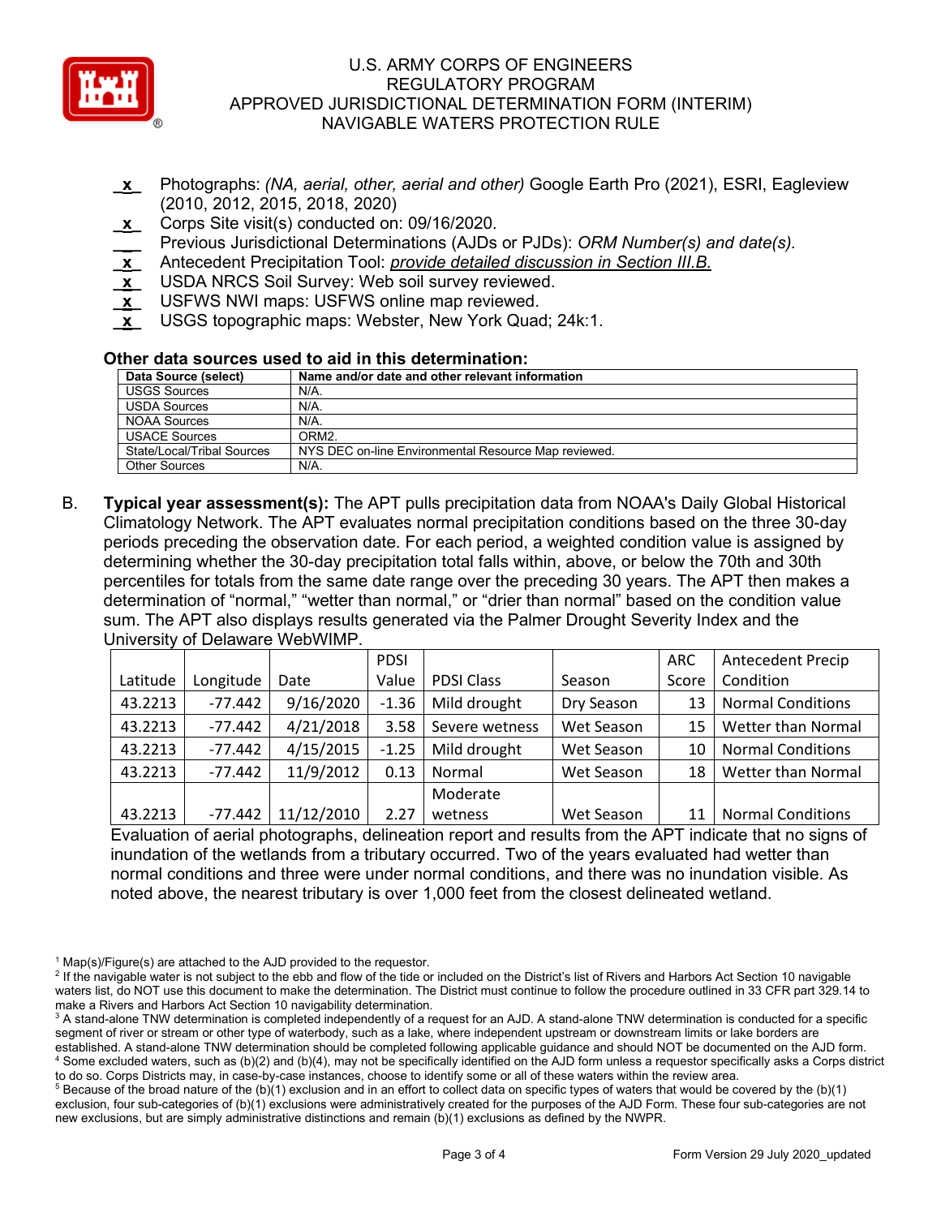- _x_ Photographs: *(NA, aerial, other, aerial and other)* Google Earth Pro (2021), ESRI, Eagleview (2010, 2012, 2015, 2018, 2020)
- _x_ Corps Site visit(s) conducted on: 09/16/2020.
- ___ Previous Jurisdictional Determinations (AJDs or PJDs): *ORM Number(s) and date(s).*
- _x_ Antecedent Precipitation Tool: *provide detailed discussion in Section III.B.*
- _x_ USDA NRCS Soil Survey: Web soil survey reviewed.
- _x_ USFWS NWI maps: USFWS online map reviewed.
- _x_ USGS topographic maps: Webster, New York Quad; 24k:1.

**Other data sources used to aid in this determination:**

| Data Source (select) | Name and/or date and other relevant information |
|---|---|
| USGS Sources | N/A. |
| USDA Sources | N/A. |
| NOAA Sources | N/A. |
| USACE Sources | ORM2. |
| State/Local/Tribal Sources | NYS DEC on-line Environmental Resource Map reviewed. |
| Other Sources | N/A. |

B. **Typical year assessment(s):** The APT pulls precipitation data from NOAA's Daily Global Historical Climatology Network. The APT evaluates normal precipitation conditions based on the three 30-day periods preceding the observation date. For each period, a weighted condition value is assigned by determining whether the 30-day precipitation total falls within, above, or below the 70th and 30th percentiles for totals from the same date range over the preceding 30 years. The APT then makes a determination of "normal," "wetter than normal," or "drier than normal" based on the condition value sum. The APT also displays results generated via the Palmer Drought Severity Index and the University of Delaware WebWIMP.

| Latitude | Longitude | Date | PDSI Value | PDSI Class | Season | ARC Score | Antecedent Precip Condition |
|---|---|---|---|---|---|---|---|
| 43.2213 | -77.442 | 9/16/2020 | -1.36 | Mild drought | Dry Season | 13 | Normal Conditions |
| 43.2213 | -77.442 | 4/21/2018 | 3.58 | Severe wetness | Wet Season | 15 | Wetter than Normal |
| 43.2213 | -77.442 | 4/15/2015 | -1.25 | Mild drought | Wet Season | 10 | Normal Conditions |
| 43.2213 | -77.442 | 11/9/2012 | 0.13 | Normal | Wet Season | 18 | Wetter than Normal |
| 43.2213 | -77.442 | 11/12/2010 | 2.27 | Moderate wetness | Wet Season | 11 | Normal Conditions |

Evaluation of aerial photographs, delineation report and results from the APT indicate that no signs of inundation of the wetlands from a tributary occurred. Two of the years evaluated had wetter than normal conditions and three were under normal conditions, and there was no inundation visible. As noted above, the nearest tributary is over 1,000 feet from the closest delineated wetland.

---

[1] Map(s)/Figure(s) are attached to the AJD provided to the requestor.

[2] If the navigable water is not subject to the ebb and flow of the tide or included on the District's list of Rivers and Harbors Act Section 10 navigable waters list, do NOT use this document to make the determination. The District must continue to follow the procedure outlined in 33 CFR part 329.14 to make a Rivers and Harbors Act Section 10 navigability determination.

[3] A stand-alone TNW determination is completed independently of a request for an AJD. A stand-alone TNW determination is conducted for a specific segment of river or stream or other type of waterbody, such as a lake, where independent upstream or downstream limits or lake borders are established. A stand-alone TNW determination should be completed following applicable guidance and should NOT be documented on the AJD form.

[4] Some excluded waters, such as (b)(2) and (b)(4), may not be specifically identified on the AJD form unless a requestor specifically asks a Corps district to do so. Corps Districts may, in case-by-case instances, choose to identify some or all of these waters within the review area.

[5] Because of the broad nature of the (b)(1) exclusion and in an effort to collect data on specific types of waters that would be covered by the (b)(1) exclusion, four sub-categories of (b)(1) exclusions were administratively created for the purposes of the AJD Form. These four sub-categories are not new exclusions, but are simply administrative distinctions and remain (b)(1) exclusions as defined by the NWPR.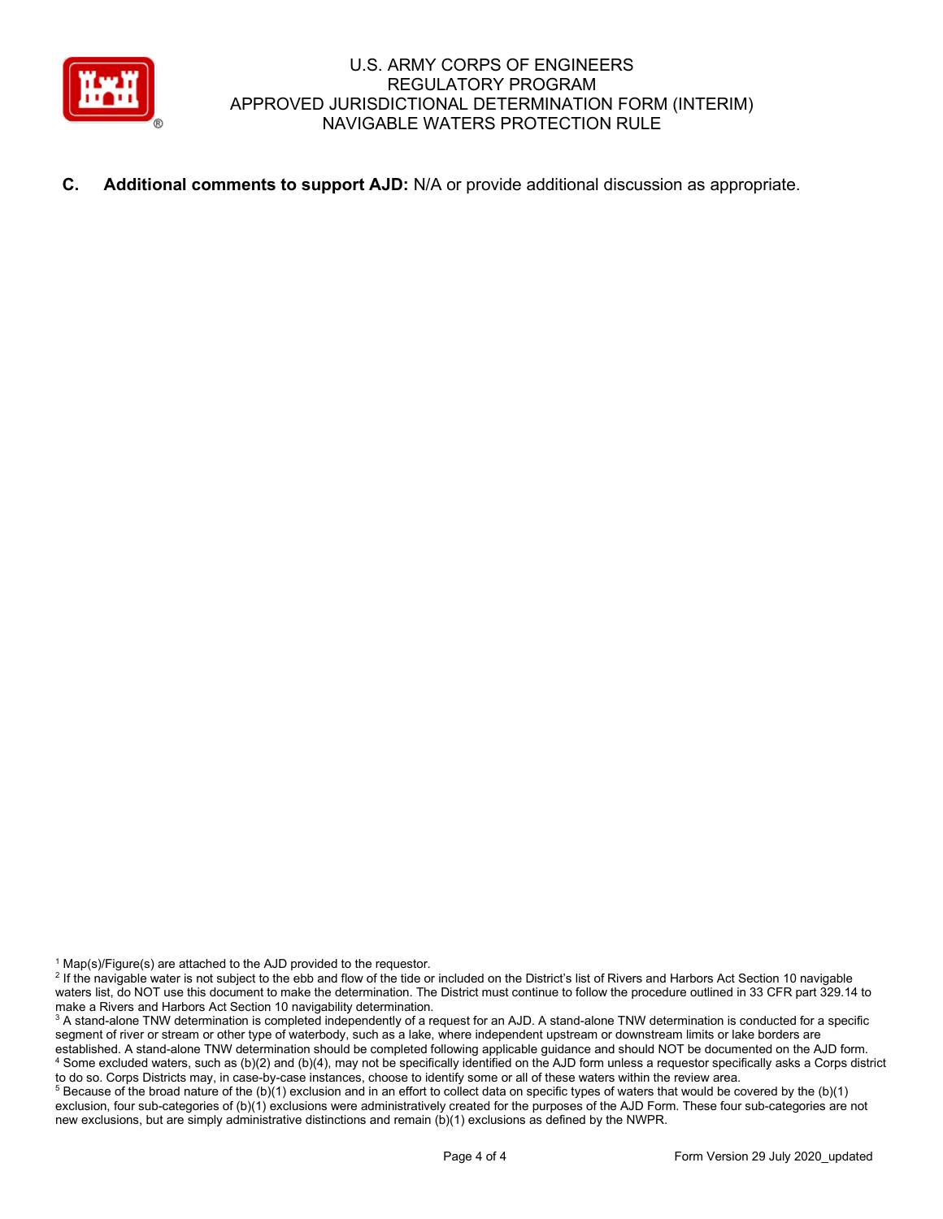**C. Additional comments to support AJD:** N/A or provide additional discussion as appropriate.

[1] Map(s)/Figure(s) are attached to the AJD provided to the requestor.

[2] If the navigable water is not subject to the ebb and flow of the tide or included on the District's list of Rivers and Harbors Act Section 10 navigable waters list, do NOT use this document to make the determination. The District must continue to follow the procedure outlined in 33 CFR part 329.14 to make a Rivers and Harbors Act Section 10 navigability determination.

[3] A stand-alone TNW determination is completed independently of a request for an AJD. A stand-alone TNW determination is conducted for a specific segment of river or stream or other type of waterbody, such as a lake, where independent upstream or downstream limits or lake borders are established. A stand-alone TNW determination should be completed following applicable guidance and should NOT be documented on the AJD form.

[4] Some excluded waters, such as (b)(2) and (b)(4), may not be specifically identified on the AJD form unless a requestor specifically asks a Corps district to do so. Corps Districts may, in case-by-case instances, choose to identify some or all of these waters within the review area.

[5] Because of the broad nature of the (b)(1) exclusion and in an effort to collect data on specific types of waters that would be covered by the (b)(1) exclusion, four sub-categories of (b)(1) exclusions were administratively created for the purposes of the AJD Form. These four sub-categories are not new exclusions, but are simply administrative distinctions and remain (b)(1) exclusions as defined by the NWPR.